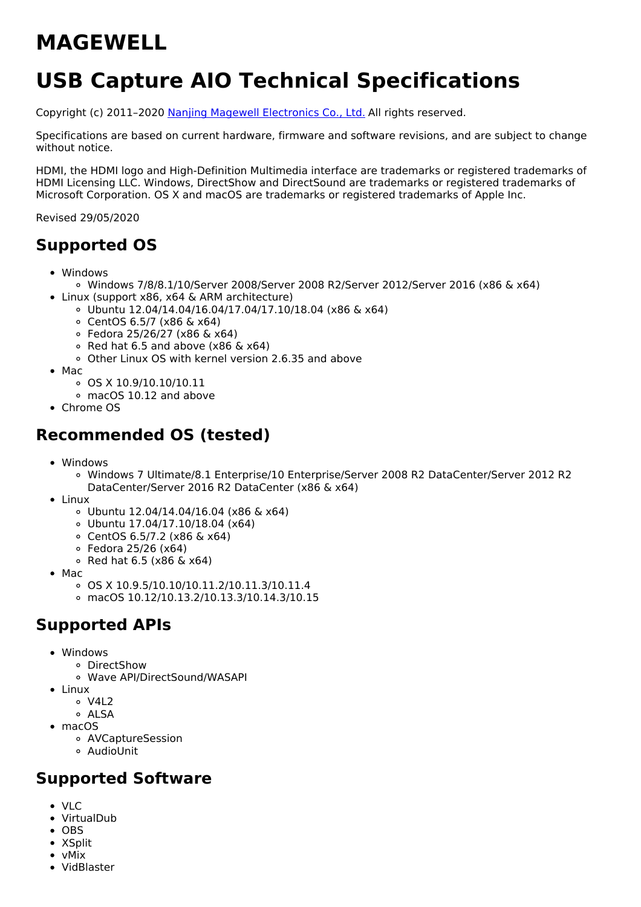# MAGEWELL

# USB Capture AIO Technical Specifications

Copyright (c) 2011–2020 [Nanjing Magewell Electronics Co., Ltd.](#) All rights reserved.

Specifications are based on current hardware, firmware and software revisions, and are subject to change without notice.

HDMI, the HDMI logo and High-Definition Multimedia interface are trademarks or registered trademarks of HDMI Licensing LLC. Windows, DirectShow and DirectSound are trademarks or registered trademarks of Microsoft Corporation. OS X and macOS are trademarks or registered trademarks of Apple Inc.

Revised 29/05/2020

## Supported OS

- Windows
  - Windows 7/8/8.1/10/Server 2008/Server 2008 R2/Server 2012/Server 2016 (x86 & x64)
- Linux (support x86, x64 & ARM architecture)
  - Ubuntu 12.04/14.04/16.04/17.04/17.10/18.04 (x86 & x64)
  - CentOS 6.5/7 (x86 & x64)
  - Fedora 25/26/27 (x86 & x64)
  - Red hat 6.5 and above (x86 & x64)
  - Other Linux OS with kernel version 2.6.35 and above
- Mac
  - OS X 10.9/10.10/10.11
  - macOS 10.12 and above
- Chrome OS

## Recommended OS (tested)

- Windows
  - Windows 7 Ultimate/8.1 Enterprise/10 Enterprise/Server 2008 R2 DataCenter/Server 2012 R2 DataCenter/Server 2016 R2 DataCenter (x86 & x64)
- Linux
  - Ubuntu 12.04/14.04/16.04 (x86 & x64)
  - Ubuntu 17.04/17.10/18.04 (x64)
  - CentOS 6.5/7.2 (x86 & x64)
  - Fedora 25/26 (x64)
  - Red hat 6.5 (x86 & x64)
- Mac
  - OS X 10.9.5/10.10/10.11.2/10.11.3/10.11.4
  - macOS 10.12/10.13.2/10.13.3/10.14.3/10.15

## Supported APIs

- Windows
  - DirectShow
  - Wave API/DirectSound/WASAPI
- Linux
  - V4L2
  - ALSA
- macOS
  - AVCaptureSession
  - AudioUnit

## Supported Software

- VLC
- VirtualDub
- OBS
- XSplit
- vMix
- VidBlaster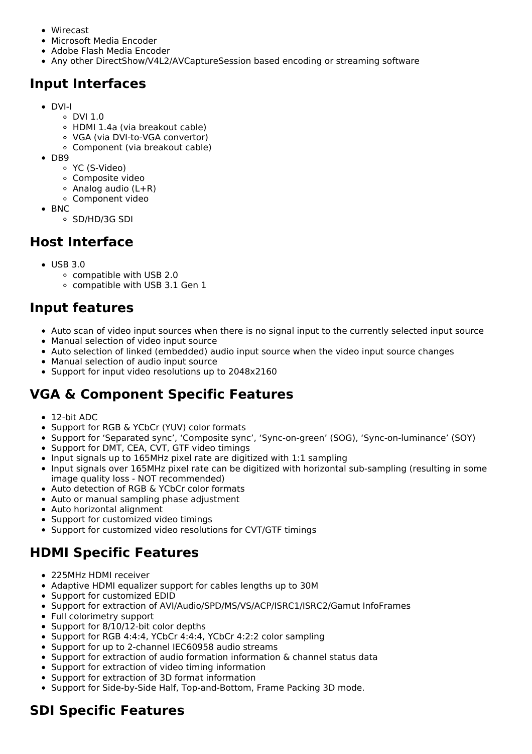- Wirecast
- Microsoft Media Encoder
- Adobe Flash Media Encoder
- Any other DirectShow/V4L2/AVCaptureSession based encoding or streaming software

## Input Interfaces

- DVI-I
  - DVI 1.0
  - HDMI 1.4a (via breakout cable)
  - VGA (via DVI-to-VGA convertor)
  - Component (via breakout cable)
- DB9
  - YC (S-Video)
  - Composite video
  - Analog audio (L+R)
  - Component video
- BNC
  - SD/HD/3G SDI

## Host Interface

- USB 3.0
  - compatible with USB 2.0
  - compatible with USB 3.1 Gen 1

## Input features

- Auto scan of video input sources when there is no signal input to the currently selected input source
- Manual selection of video input source
- Auto selection of linked (embedded) audio input source when the video input source changes
- Manual selection of audio input source
- Support for input video resolutions up to 2048x2160

## VGA & Component Specific Features

- 12-bit ADC
- Support for RGB & YCbCr (YUV) color formats
- Support for 'Separated sync', 'Composite sync', 'Sync-on-green' (SOG), 'Sync-on-luminance' (SOY)
- Support for DMT, CEA, CVT, GTF video timings
- Input signals up to 165MHz pixel rate are digitized with 1:1 sampling
- Input signals over 165MHz pixel rate can be digitized with horizontal sub-sampling (resulting in some image quality loss - NOT recommended)
- Auto detection of RGB & YCbCr color formats
- Auto or manual sampling phase adjustment
- Auto horizontal alignment
- Support for customized video timings
- Support for customized video resolutions for CVT/GTF timings

## HDMI Specific Features

- 225MHz HDMI receiver
- Adaptive HDMI equalizer support for cables lengths up to 30M
- Support for customized EDID
- Support for extraction of AVI/Audio/SPD/MS/VS/ACP/ISRC1/ISRC2/Gamut InfoFrames
- Full colorimetry support
- Support for 8/10/12-bit color depths
- Support for RGB 4:4:4, YCbCr 4:4:4, YCbCr 4:2:2 color sampling
- Support for up to 2-channel IEC60958 audio streams
- Support for extraction of audio formation information & channel status data
- Support for extraction of video timing information
- Support for extraction of 3D format information
- Support for Side-by-Side Half, Top-and-Bottom, Frame Packing 3D mode.

## SDI Specific Features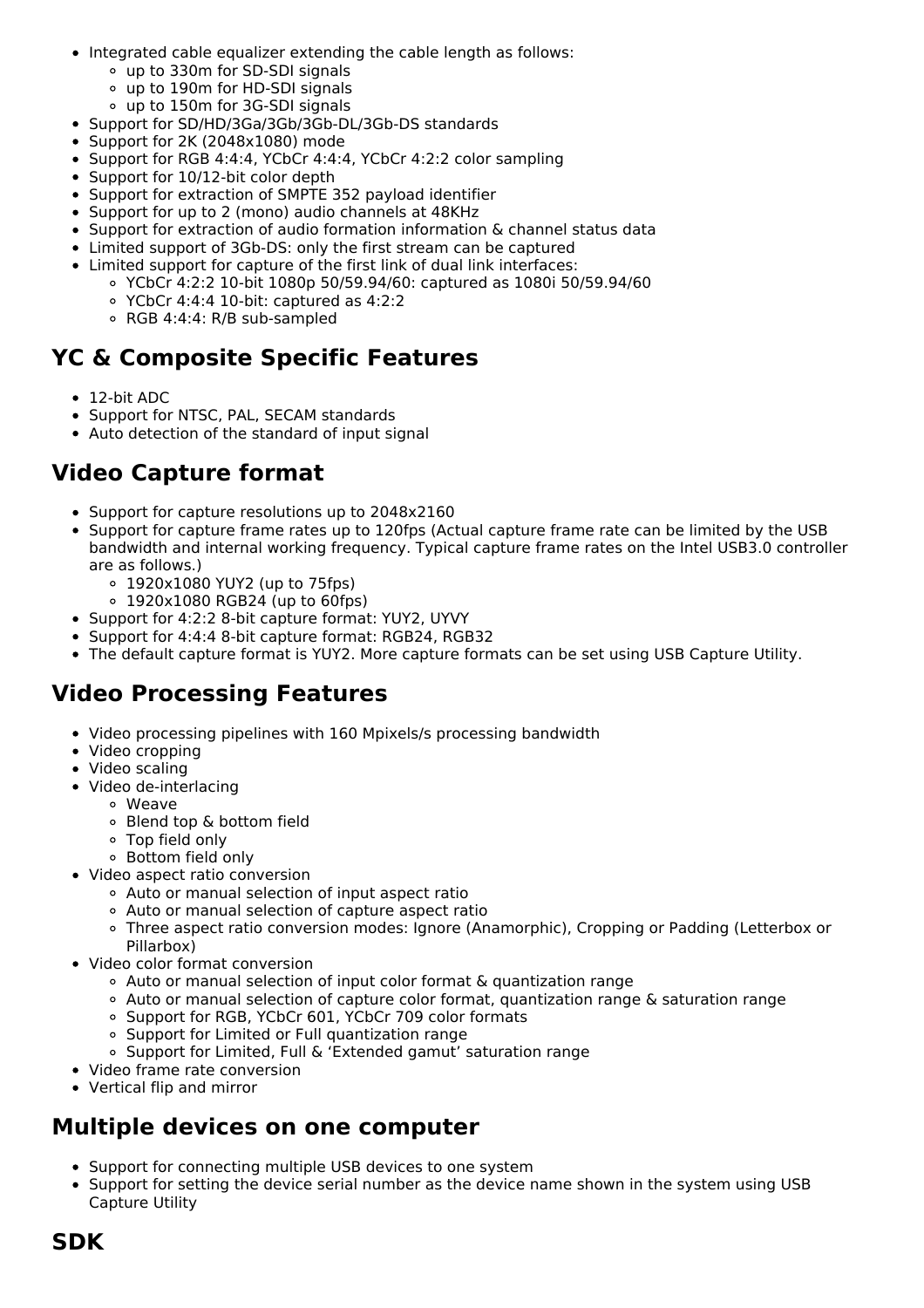- Integrated cable equalizer extending the cable length as follows:
  - up to 330m for SD-SDI signals
  - up to 190m for HD-SDI signals
  - up to 150m for 3G-SDI signals
- Support for SD/HD/3Ga/3Gb/3Gb-DL/3Gb-DS standards
- Support for 2K (2048x1080) mode
- Support for RGB 4:4:4, YCbCr 4:4:4, YCbCr 4:2:2 color sampling
- Support for 10/12-bit color depth
- Support for extraction of SMPTE 352 payload identifier
- Support for up to 2 (mono) audio channels at 48KHz
- Support for extraction of audio formation information & channel status data
- Limited support of 3Gb-DS: only the first stream can be captured
- Limited support for capture of the first link of dual link interfaces:
  - YCbCr 4:2:2 10-bit 1080p 50/59.94/60: captured as 1080i 50/59.94/60
  - YCbCr 4:4:4 10-bit: captured as 4:2:2
  - RGB 4:4:4: R/B sub-sampled

## YC & Composite Specific Features

- 12-bit ADC
- Support for NTSC, PAL, SECAM standards
- Auto detection of the standard of input signal

## Video Capture format

- Support for capture resolutions up to 2048x2160
- Support for capture frame rates up to 120fps (Actual capture frame rate can be limited by the USB bandwidth and internal working frequency. Typical capture frame rates on the Intel USB3.0 controller are as follows.)
  - 1920x1080 YUY2 (up to 75fps)
  - 1920x1080 RGB24 (up to 60fps)
- Support for 4:2:2 8-bit capture format: YUY2, UYVY
- Support for 4:4:4 8-bit capture format: RGB24, RGB32
- The default capture format is YUY2. More capture formats can be set using USB Capture Utility.

## Video Processing Features

- Video processing pipelines with 160 Mpixels/s processing bandwidth
- Video cropping
- Video scaling
- Video de-interlacing
  - Weave
  - Blend top & bottom field
  - Top field only
  - Bottom field only
- Video aspect ratio conversion
  - Auto or manual selection of input aspect ratio
  - Auto or manual selection of capture aspect ratio
  - Three aspect ratio conversion modes: Ignore (Anamorphic), Cropping or Padding (Letterbox or Pillarbox)
- Video color format conversion
  - Auto or manual selection of input color format & quantization range
  - Auto or manual selection of capture color format, quantization range & saturation range
  - Support for RGB, YCbCr 601, YCbCr 709 color formats
  - Support for Limited or Full quantization range
  - Support for Limited, Full & ‘Extended gamut’ saturation range
- Video frame rate conversion
- Vertical flip and mirror

## Multiple devices on one computer

- Support for connecting multiple USB devices to one system
- Support for setting the device serial number as the device name shown in the system using USB Capture Utility

## SDK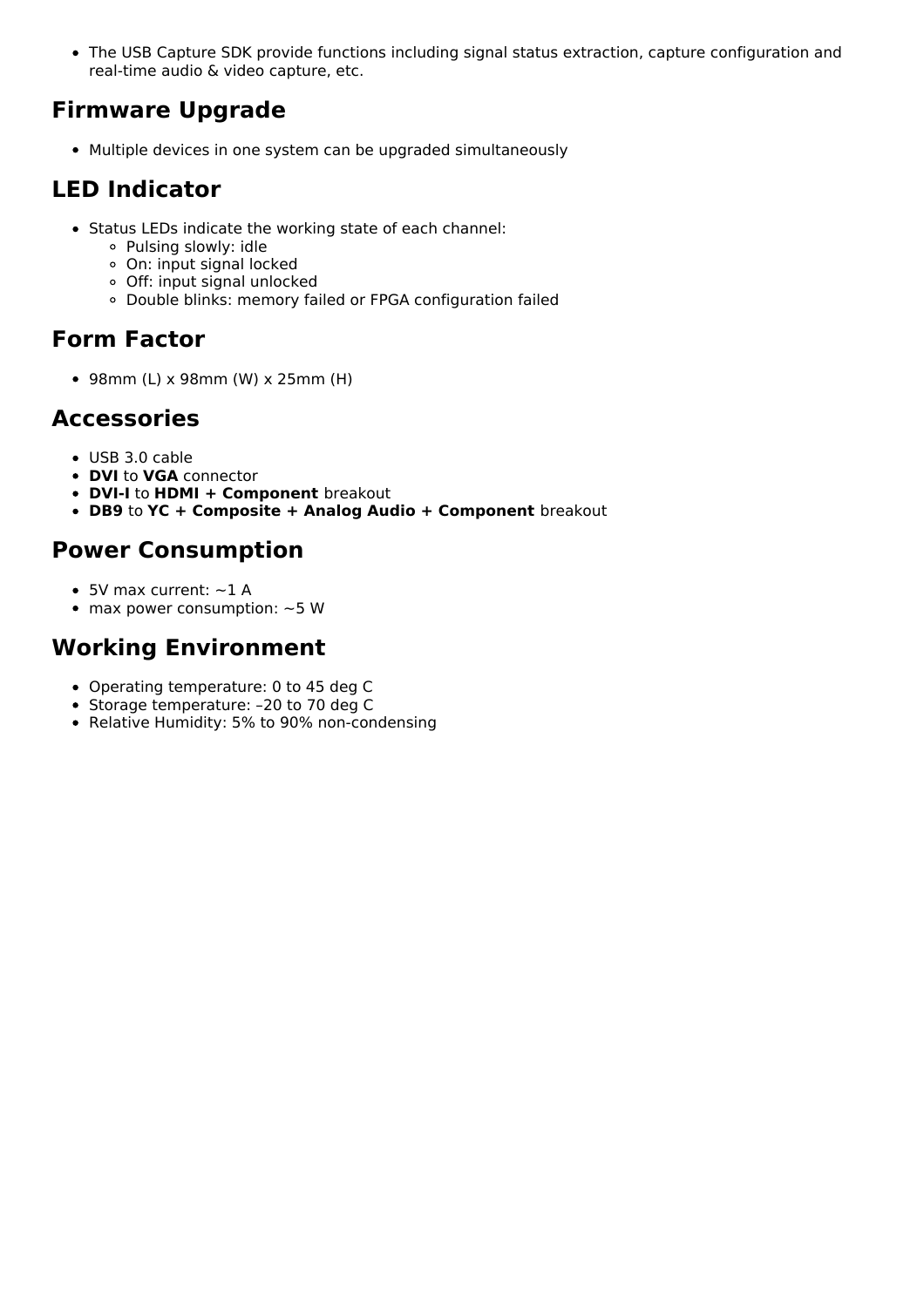- The USB Capture SDK provide functions including signal status extraction, capture configuration and real-time audio & video capture, etc.

## Firmware Upgrade

- Multiple devices in one system can be upgraded simultaneously

## LED Indicator

- Status LEDs indicate the working state of each channel:
  - Pulsing slowly: idle
  - On: input signal locked
  - Off: input signal unlocked
  - Double blinks: memory failed or FPGA configuration failed

## Form Factor

- 98mm (L) x 98mm (W) x 25mm (H)

## Accessories

- USB 3.0 cable
- **DVI** to **VGA** connector
- **DVI-I** to **HDMI + Component** breakout
- **DB9** to **YC + Composite + Analog Audio + Component** breakout

## Power Consumption

- 5V max current: ~1 A
- max power consumption: ~5 W

## Working Environment

- Operating temperature: 0 to 45 deg C
- Storage temperature: –20 to 70 deg C
- Relative Humidity: 5% to 90% non-condensing